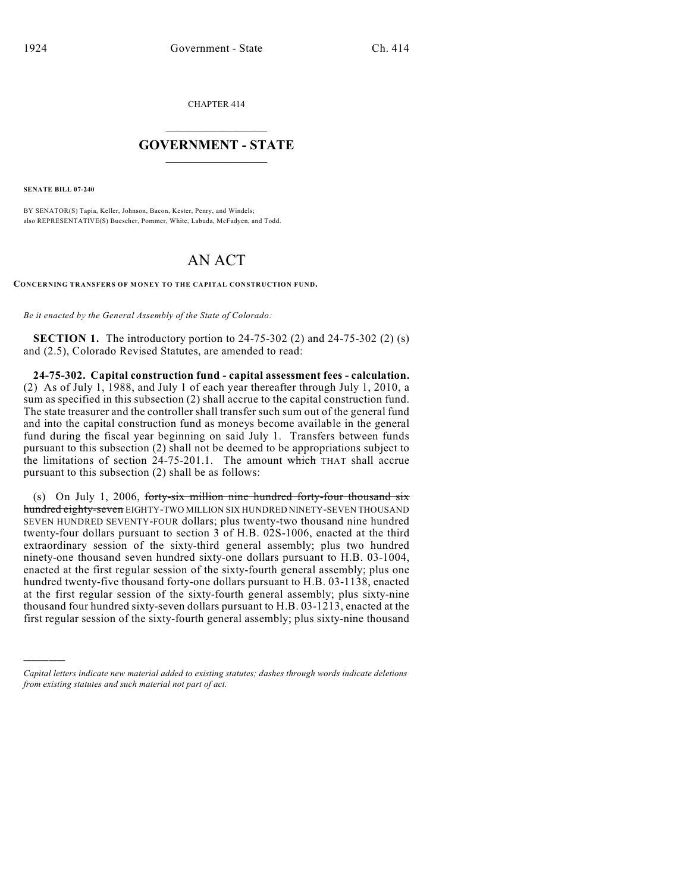CHAPTER 414

## GOVERNMENT - STATE

**SENATE BILL 07-240**

BY SENATOR(S) Tapia, Keller, Johnson, Bacon, Kester, Penry, and Windels;
also REPRESENTATIVE(S) Buescher, Pommer, White, Labuda, McFadyen, and Todd.

# AN ACT

**CONCERNING TRANSFERS OF MONEY TO THE CAPITAL CONSTRUCTION FUND.**

*Be it enacted by the General Assembly of the State of Colorado:*

**SECTION 1.** The introductory portion to 24-75-302 (2) and 24-75-302 (2) (s) and (2.5), Colorado Revised Statutes, are amended to read:

**24-75-302. Capital construction fund - capital assessment fees - calculation.** (2) As of July 1, 1988, and July 1 of each year thereafter through July 1, 2010, a sum as specified in this subsection (2) shall accrue to the capital construction fund. The state treasurer and the controller shall transfer such sum out of the general fund and into the capital construction fund as moneys become available in the general fund during the fiscal year beginning on said July 1. Transfers between funds pursuant to this subsection (2) shall not be deemed to be appropriations subject to the limitations of section 24-75-201.1. The amount ~~which~~ THAT shall accrue pursuant to this subsection (2) shall be as follows:

(s) On July 1, 2006, ~~forty-six million nine hundred forty-four thousand six hundred eighty-seven~~ EIGHTY-TWO MILLION SIX HUNDRED NINETY-SEVEN THOUSAND SEVEN HUNDRED SEVENTY-FOUR dollars; plus twenty-two thousand nine hundred twenty-four dollars pursuant to section 3 of H.B. 02S-1006, enacted at the third extraordinary session of the sixty-third general assembly; plus two hundred ninety-one thousand seven hundred sixty-one dollars pursuant to H.B. 03-1004, enacted at the first regular session of the sixty-fourth general assembly; plus one hundred twenty-five thousand forty-one dollars pursuant to H.B. 03-1138, enacted at the first regular session of the sixty-fourth general assembly; plus sixty-nine thousand four hundred sixty-seven dollars pursuant to H.B. 03-1213, enacted at the first regular session of the sixty-fourth general assembly; plus sixty-nine thousand

---

*Capital letters indicate new material added to existing statutes; dashes through words indicate deletions from existing statutes and such material not part of act.*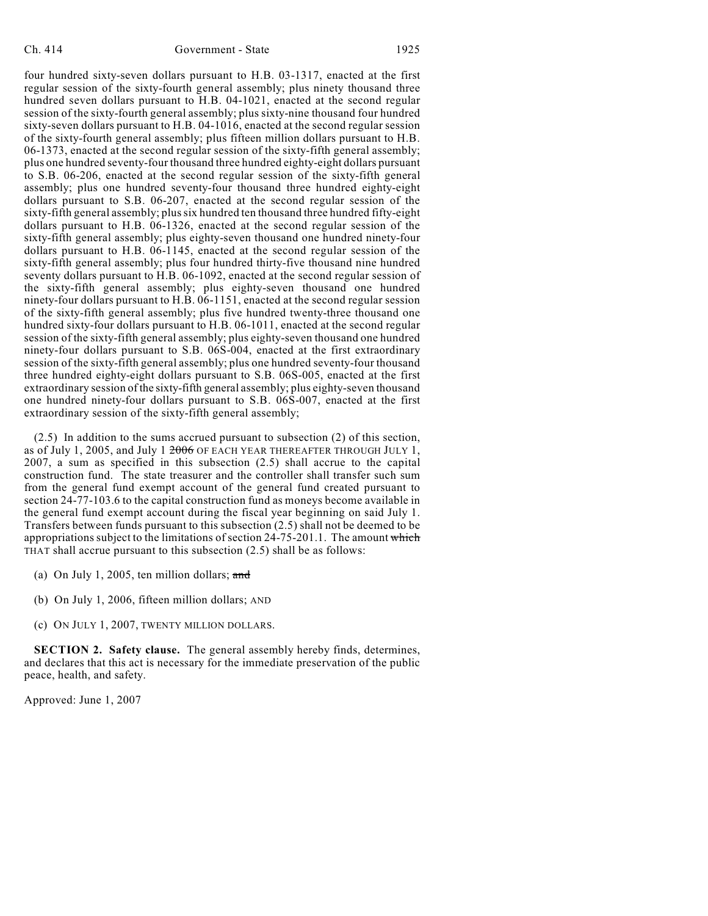four hundred sixty-seven dollars pursuant to H.B. 03-1317, enacted at the first regular session of the sixty-fourth general assembly; plus ninety thousand three hundred seven dollars pursuant to H.B. 04-1021, enacted at the second regular session of the sixty-fourth general assembly; plus sixty-nine thousand four hundred sixty-seven dollars pursuant to H.B. 04-1016, enacted at the second regular session of the sixty-fourth general assembly; plus fifteen million dollars pursuant to H.B. 06-1373, enacted at the second regular session of the sixty-fifth general assembly; plus one hundred seventy-four thousand three hundred eighty-eight dollars pursuant to S.B. 06-206, enacted at the second regular session of the sixty-fifth general assembly; plus one hundred seventy-four thousand three hundred eighty-eight dollars pursuant to S.B. 06-207, enacted at the second regular session of the sixty-fifth general assembly; plus six hundred ten thousand three hundred fifty-eight dollars pursuant to H.B. 06-1326, enacted at the second regular session of the sixty-fifth general assembly; plus eighty-seven thousand one hundred ninety-four dollars pursuant to H.B. 06-1145, enacted at the second regular session of the sixty-fifth general assembly; plus four hundred thirty-five thousand nine hundred seventy dollars pursuant to H.B. 06-1092, enacted at the second regular session of the sixty-fifth general assembly; plus eighty-seven thousand one hundred ninety-four dollars pursuant to H.B. 06-1151, enacted at the second regular session of the sixty-fifth general assembly; plus five hundred twenty-three thousand one hundred sixty-four dollars pursuant to H.B. 06-1011, enacted at the second regular session of the sixty-fifth general assembly; plus eighty-seven thousand one hundred ninety-four dollars pursuant to S.B. 06S-004, enacted at the first extraordinary session of the sixty-fifth general assembly; plus one hundred seventy-four thousand three hundred eighty-eight dollars pursuant to S.B. 06S-005, enacted at the first extraordinary session of the sixty-fifth general assembly; plus eighty-seven thousand one hundred ninety-four dollars pursuant to S.B. 06S-007, enacted at the first extraordinary session of the sixty-fifth general assembly;

(2.5) In addition to the sums accrued pursuant to subsection (2) of this section, as of July 1, 2005, and July 1 ~~2006~~ OF EACH YEAR THEREAFTER THROUGH JULY 1, 2007, a sum as specified in this subsection (2.5) shall accrue to the capital construction fund. The state treasurer and the controller shall transfer such sum from the general fund exempt account of the general fund created pursuant to section 24-77-103.6 to the capital construction fund as moneys become available in the general fund exempt account during the fiscal year beginning on said July 1. Transfers between funds pursuant to this subsection (2.5) shall not be deemed to be appropriations subject to the limitations of section 24-75-201.1. The amount ~~which~~ THAT shall accrue pursuant to this subsection (2.5) shall be as follows:

(a) On July 1, 2005, ten million dollars; ~~and~~

(b) On July 1, 2006, fifteen million dollars; AND

(c) ON JULY 1, 2007, TWENTY MILLION DOLLARS.

**SECTION 2. Safety clause.** The general assembly hereby finds, determines, and declares that this act is necessary for the immediate preservation of the public peace, health, and safety.

Approved: June 1, 2007